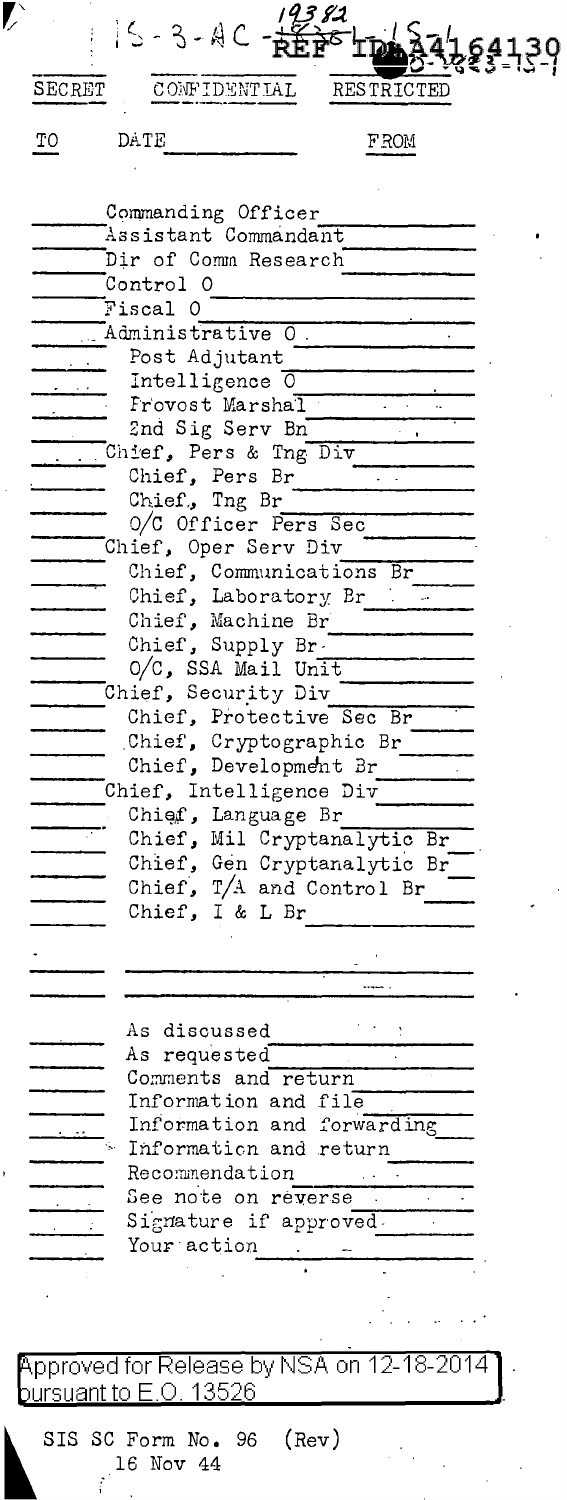15-3-AC 19382 REF ID:A4164130

SECRET CONFIDENTIAL RESTRICTED

TO DATE FROM

- Commanding Officer
- Assistant Commandant
- Dir of Comm Research
- Control O
- Fiscal O
- Administrative O
  - Post Adjutant
  - Intelligence O
  - Provost Marshal
  - 2nd Sig Serv Bn
- Chief, Pers & Tng Div
  - Chief, Pers Br
  - Chief, Tng Br
  - O/C Officer Pers Sec
- Chief, Oper Serv Div
  - Chief, Communications Br
  - Chief, Laboratory Br
  - Chief, Machine Br
  - Chief, Supply Br
  - O/C, SSA Mail Unit
- Chief, Security Div
  - Chief, Protective Sec Br
  - Chief, Cryptographic Br
  - Chief, Development Br
- Chief, Intelligence Div
  - Chief, Language Br
  - Chief, Mil Cryptanalytic Br
  - Chief, Gen Cryptanalytic Br
  - Chief, T/A and Control Br
  - Chief, I & L Br

- As discussed
- As requested
- Comments and return
- Information and file
- Information and forwarding
- Information and return
- Recommendation
- See note on reverse
- Signature if approved
- Your action

Approved for Release by NSA on 12-18-2014 pursuant to E.O. 13526

SIS SC Form No. 96 (Rev)
16 Nov 44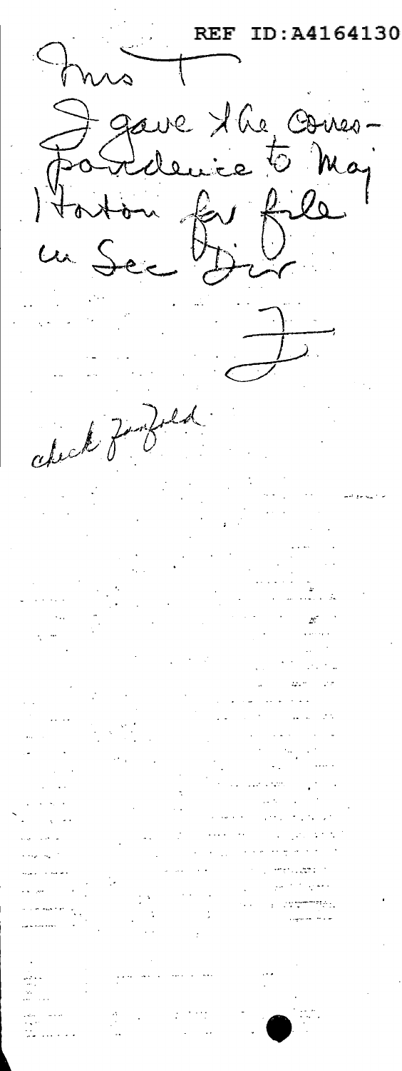REF ID:A4164130

Mrs T

I gave the corres-
pondence to Maj
Hatton for file
in Sec Div

F

check Fairfield